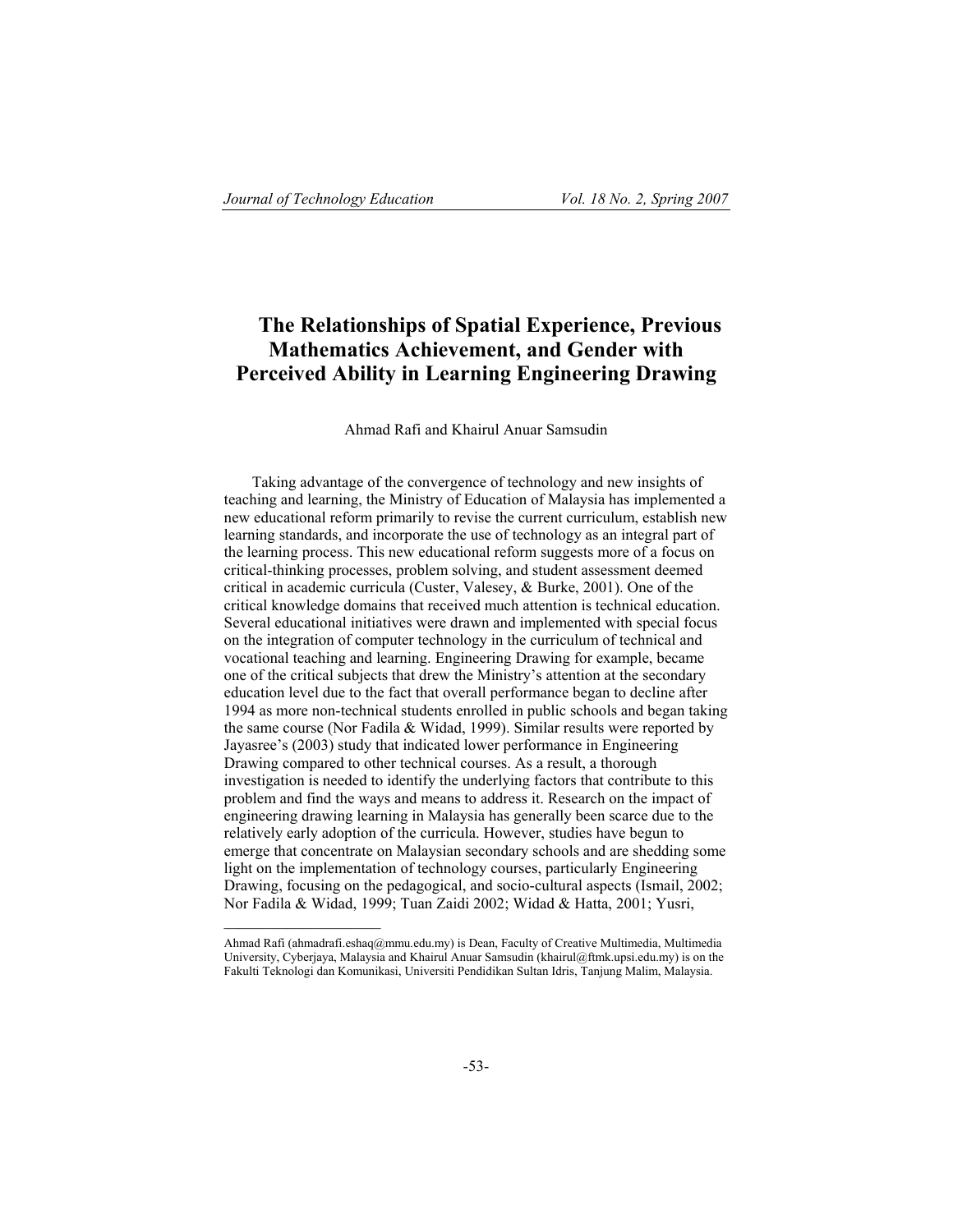# The Relationships of Spatial Experience, Previous Mathematics Achievement, and Gender with Perceived Ability in Learning Engineering Drawing

Ahmad Rafi and Khairul Anuar Samsudin

Taking advantage of the convergence of technology and new insights of teaching and learning, the Ministry of Education of Malaysia has implemented a new educational reform primarily to revise the current curriculum, establish new learning standards, and incorporate the use of technology as an integral part of the learning process. This new educational reform suggests more of a focus on critical-thinking processes, problem solving, and student assessment deemed critical in academic curricula (Custer, Valesey, & Burke, 2001). One of the critical knowledge domains that received much attention is technical education. Several educational initiatives were drawn and implemented with special focus on the integration of computer technology in the curriculum of technical and vocational teaching and learning. Engineering Drawing for example, became one of the critical subjects that drew the Ministry's attention at the secondary education level due to the fact that overall performance began to decline after 1994 as more non-technical students enrolled in public schools and began taking the same course (Nor Fadila & Widad, 1999). Similar results were reported by Jayasree's (2003) study that indicated lower performance in Engineering Drawing compared to other technical courses. As a result, a thorough investigation is needed to identify the underlying factors that contribute to this problem and find the ways and means to address it. Research on the impact of engineering drawing learning in Malaysia has generally been scarce due to the relatively early adoption of the curricula. However, studies have begun to emerge that concentrate on Malaysian secondary schools and are shedding some light on the implementation of technology courses, particularly Engineering Drawing, focusing on the pedagogical, and socio-cultural aspects (Ismail, 2002; Nor Fadila & Widad, 1999; Tuan Zaidi 2002; Widad & Hatta, 2001; Yusri,

---

Ahmad Rafi (ahmadrafi.eshaq@mmu.edu.my) is Dean, Faculty of Creative Multimedia, Multimedia University, Cyberjaya, Malaysia and Khairul Anuar Samsudin (khairul@ftmk.upsi.edu.my) is on the Fakulti Teknologi dan Komunikasi, Universiti Pendidikan Sultan Idris, Tanjung Malim, Malaysia.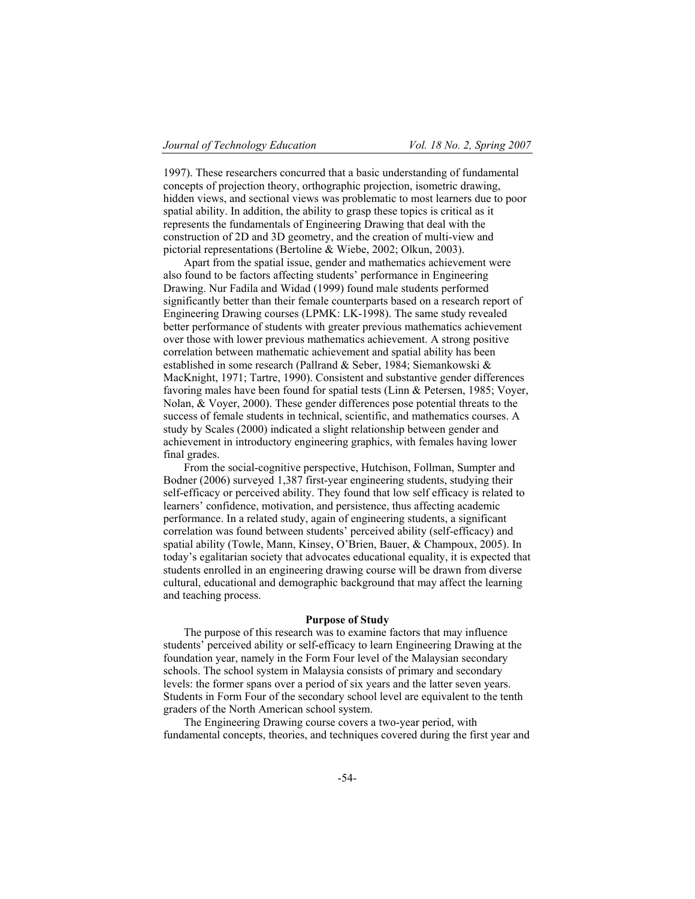1997). These researchers concurred that a basic understanding of fundamental concepts of projection theory, orthographic projection, isometric drawing, hidden views, and sectional views was problematic to most learners due to poor spatial ability. In addition, the ability to grasp these topics is critical as it represents the fundamentals of Engineering Drawing that deal with the construction of 2D and 3D geometry, and the creation of multi-view and pictorial representations (Bertoline & Wiebe, 2002; Olkun, 2003).

Apart from the spatial issue, gender and mathematics achievement were also found to be factors affecting students' performance in Engineering Drawing. Nur Fadila and Widad (1999) found male students performed significantly better than their female counterparts based on a research report of Engineering Drawing courses (LPMK: LK-1998). The same study revealed better performance of students with greater previous mathematics achievement over those with lower previous mathematics achievement. A strong positive correlation between mathematic achievement and spatial ability has been established in some research (Pallrand & Seber, 1984; Siemankowski & MacKnight, 1971; Tartre, 1990). Consistent and substantive gender differences favoring males have been found for spatial tests (Linn & Petersen, 1985; Voyer, Nolan, & Voyer, 2000). These gender differences pose potential threats to the success of female students in technical, scientific, and mathematics courses. A study by Scales (2000) indicated a slight relationship between gender and achievement in introductory engineering graphics, with females having lower final grades.

From the social-cognitive perspective, Hutchison, Follman, Sumpter and Bodner (2006) surveyed 1,387 first-year engineering students, studying their self-efficacy or perceived ability. They found that low self efficacy is related to learners' confidence, motivation, and persistence, thus affecting academic performance. In a related study, again of engineering students, a significant correlation was found between students' perceived ability (self-efficacy) and spatial ability (Towle, Mann, Kinsey, O'Brien, Bauer, & Champoux, 2005). In today's egalitarian society that advocates educational equality, it is expected that students enrolled in an engineering drawing course will be drawn from diverse cultural, educational and demographic background that may affect the learning and teaching process.

## Purpose of Study

The purpose of this research was to examine factors that may influence students' perceived ability or self-efficacy to learn Engineering Drawing at the foundation year, namely in the Form Four level of the Malaysian secondary schools. The school system in Malaysia consists of primary and secondary levels: the former spans over a period of six years and the latter seven years. Students in Form Four of the secondary school level are equivalent to the tenth graders of the North American school system.

The Engineering Drawing course covers a two-year period, with fundamental concepts, theories, and techniques covered during the first year and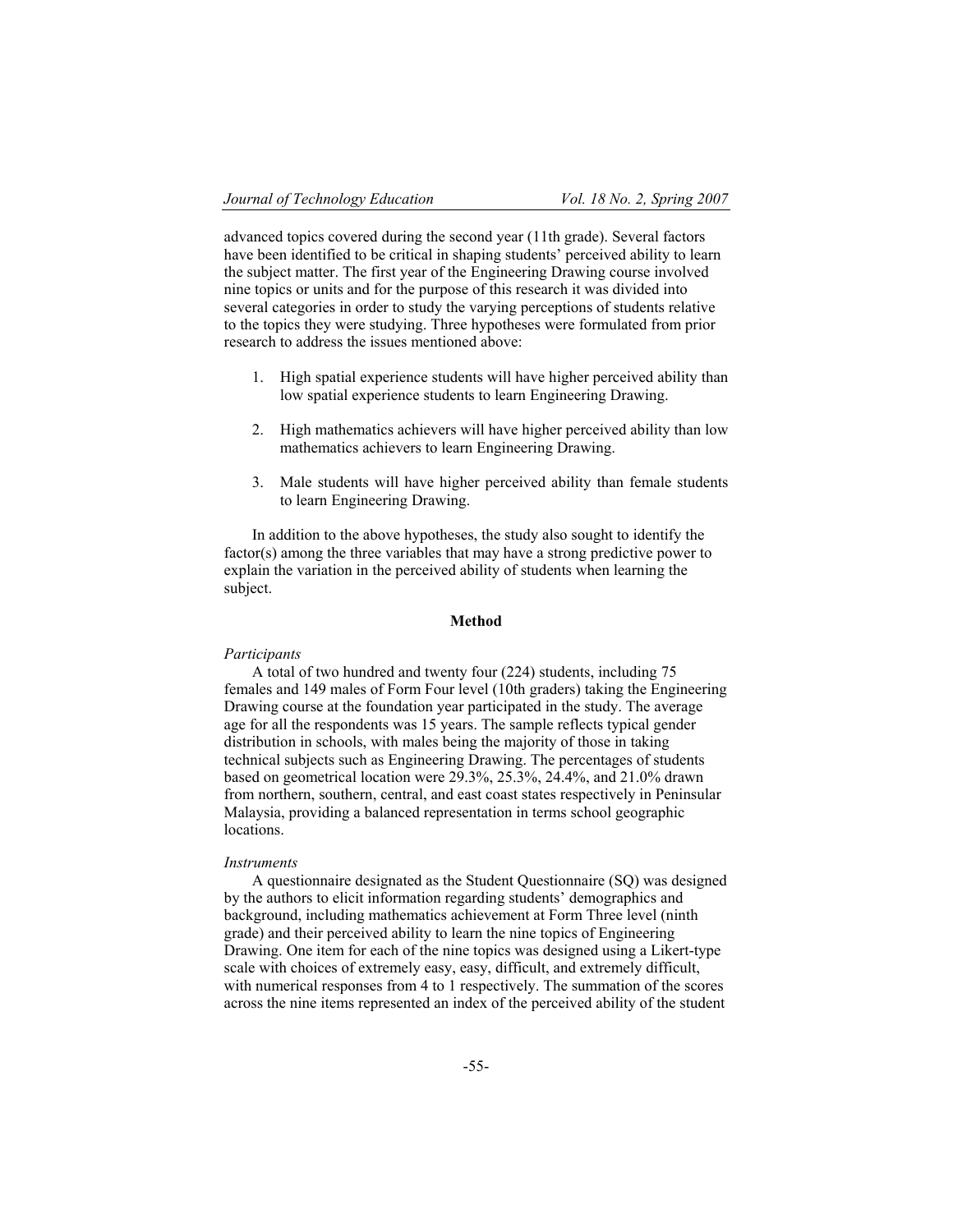advanced topics covered during the second year (11th grade). Several factors have been identified to be critical in shaping students' perceived ability to learn the subject matter. The first year of the Engineering Drawing course involved nine topics or units and for the purpose of this research it was divided into several categories in order to study the varying perceptions of students relative to the topics they were studying. Three hypotheses were formulated from prior research to address the issues mentioned above:

1. High spatial experience students will have higher perceived ability than low spatial experience students to learn Engineering Drawing.

2. High mathematics achievers will have higher perceived ability than low mathematics achievers to learn Engineering Drawing.

3. Male students will have higher perceived ability than female students to learn Engineering Drawing.

In addition to the above hypotheses, the study also sought to identify the factor(s) among the three variables that may have a strong predictive power to explain the variation in the perceived ability of students when learning the subject.

## Method

*Participants*

A total of two hundred and twenty four (224) students, including 75 females and 149 males of Form Four level (10th graders) taking the Engineering Drawing course at the foundation year participated in the study. The average age for all the respondents was 15 years. The sample reflects typical gender distribution in schools, with males being the majority of those in taking technical subjects such as Engineering Drawing. The percentages of students based on geometrical location were 29.3%, 25.3%, 24.4%, and 21.0% drawn from northern, southern, central, and east coast states respectively in Peninsular Malaysia, providing a balanced representation in terms school geographic locations.

*Instruments*

A questionnaire designated as the Student Questionnaire (SQ) was designed by the authors to elicit information regarding students' demographics and background, including mathematics achievement at Form Three level (ninth grade) and their perceived ability to learn the nine topics of Engineering Drawing. One item for each of the nine topics was designed using a Likert-type scale with choices of extremely easy, easy, difficult, and extremely difficult, with numerical responses from 4 to 1 respectively. The summation of the scores across the nine items represented an index of the perceived ability of the student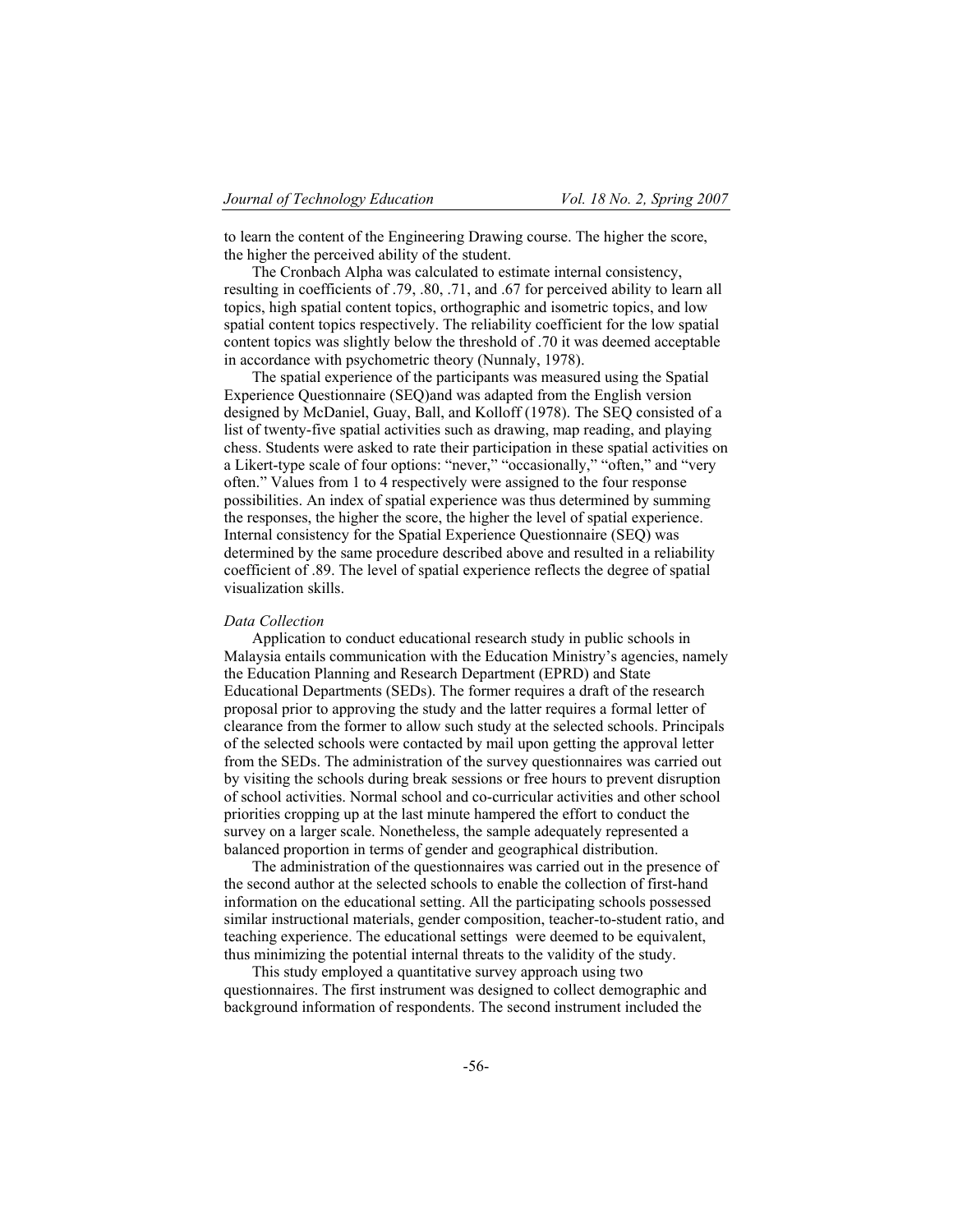to learn the content of the Engineering Drawing course. The higher the score, the higher the perceived ability of the student.

The Cronbach Alpha was calculated to estimate internal consistency, resulting in coefficients of .79, .80, .71, and .67 for perceived ability to learn all topics, high spatial content topics, orthographic and isometric topics, and low spatial content topics respectively. The reliability coefficient for the low spatial content topics was slightly below the threshold of .70 it was deemed acceptable in accordance with psychometric theory (Nunnaly, 1978).

The spatial experience of the participants was measured using the Spatial Experience Questionnaire (SEQ)and was adapted from the English version designed by McDaniel, Guay, Ball, and Kolloff (1978). The SEQ consisted of a list of twenty-five spatial activities such as drawing, map reading, and playing chess. Students were asked to rate their participation in these spatial activities on a Likert-type scale of four options: "never," "occasionally," "often," and "very often." Values from 1 to 4 respectively were assigned to the four response possibilities. An index of spatial experience was thus determined by summing the responses, the higher the score, the higher the level of spatial experience. Internal consistency for the Spatial Experience Questionnaire (SEQ) was determined by the same procedure described above and resulted in a reliability coefficient of .89. The level of spatial experience reflects the degree of spatial visualization skills.

*Data Collection*

Application to conduct educational research study in public schools in Malaysia entails communication with the Education Ministry's agencies, namely the Education Planning and Research Department (EPRD) and State Educational Departments (SEDs). The former requires a draft of the research proposal prior to approving the study and the latter requires a formal letter of clearance from the former to allow such study at the selected schools. Principals of the selected schools were contacted by mail upon getting the approval letter from the SEDs. The administration of the survey questionnaires was carried out by visiting the schools during break sessions or free hours to prevent disruption of school activities. Normal school and co-curricular activities and other school priorities cropping up at the last minute hampered the effort to conduct the survey on a larger scale. Nonetheless, the sample adequately represented a balanced proportion in terms of gender and geographical distribution.

The administration of the questionnaires was carried out in the presence of the second author at the selected schools to enable the collection of first-hand information on the educational setting. All the participating schools possessed similar instructional materials, gender composition, teacher-to-student ratio, and teaching experience. The educational settings were deemed to be equivalent, thus minimizing the potential internal threats to the validity of the study.

This study employed a quantitative survey approach using two questionnaires. The first instrument was designed to collect demographic and background information of respondents. The second instrument included the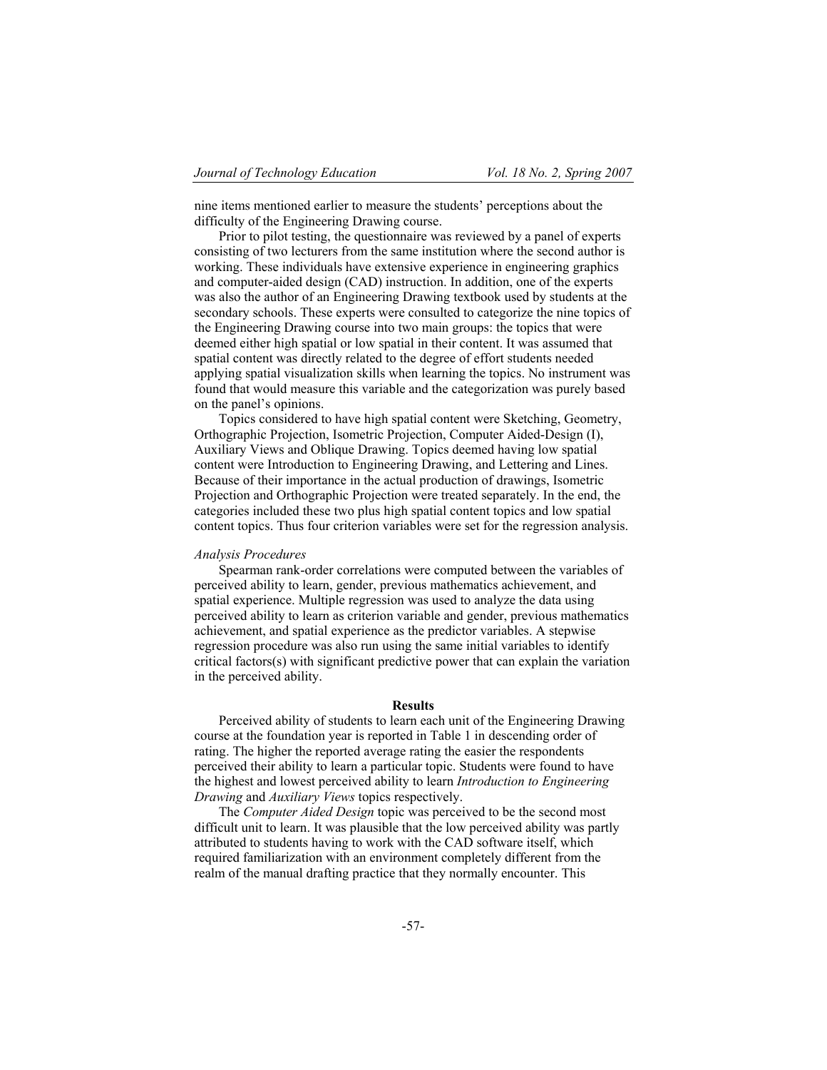nine items mentioned earlier to measure the students' perceptions about the difficulty of the Engineering Drawing course.

Prior to pilot testing, the questionnaire was reviewed by a panel of experts consisting of two lecturers from the same institution where the second author is working. These individuals have extensive experience in engineering graphics and computer-aided design (CAD) instruction. In addition, one of the experts was also the author of an Engineering Drawing textbook used by students at the secondary schools. These experts were consulted to categorize the nine topics of the Engineering Drawing course into two main groups: the topics that were deemed either high spatial or low spatial in their content. It was assumed that spatial content was directly related to the degree of effort students needed applying spatial visualization skills when learning the topics. No instrument was found that would measure this variable and the categorization was purely based on the panel's opinions.

Topics considered to have high spatial content were Sketching, Geometry, Orthographic Projection, Isometric Projection, Computer Aided-Design (I), Auxiliary Views and Oblique Drawing. Topics deemed having low spatial content were Introduction to Engineering Drawing, and Lettering and Lines. Because of their importance in the actual production of drawings, Isometric Projection and Orthographic Projection were treated separately. In the end, the categories included these two plus high spatial content topics and low spatial content topics. Thus four criterion variables were set for the regression analysis.

*Analysis Procedures*

Spearman rank-order correlations were computed between the variables of perceived ability to learn, gender, previous mathematics achievement, and spatial experience. Multiple regression was used to analyze the data using perceived ability to learn as criterion variable and gender, previous mathematics achievement, and spatial experience as the predictor variables. A stepwise regression procedure was also run using the same initial variables to identify critical factors(s) with significant predictive power that can explain the variation in the perceived ability.

## Results

Perceived ability of students to learn each unit of the Engineering Drawing course at the foundation year is reported in Table 1 in descending order of rating. The higher the reported average rating the easier the respondents perceived their ability to learn a particular topic. Students were found to have the highest and lowest perceived ability to learn *Introduction to Engineering Drawing* and *Auxiliary Views* topics respectively.

The *Computer Aided Design* topic was perceived to be the second most difficult unit to learn. It was plausible that the low perceived ability was partly attributed to students having to work with the CAD software itself, which required familiarization with an environment completely different from the realm of the manual drafting practice that they normally encounter. This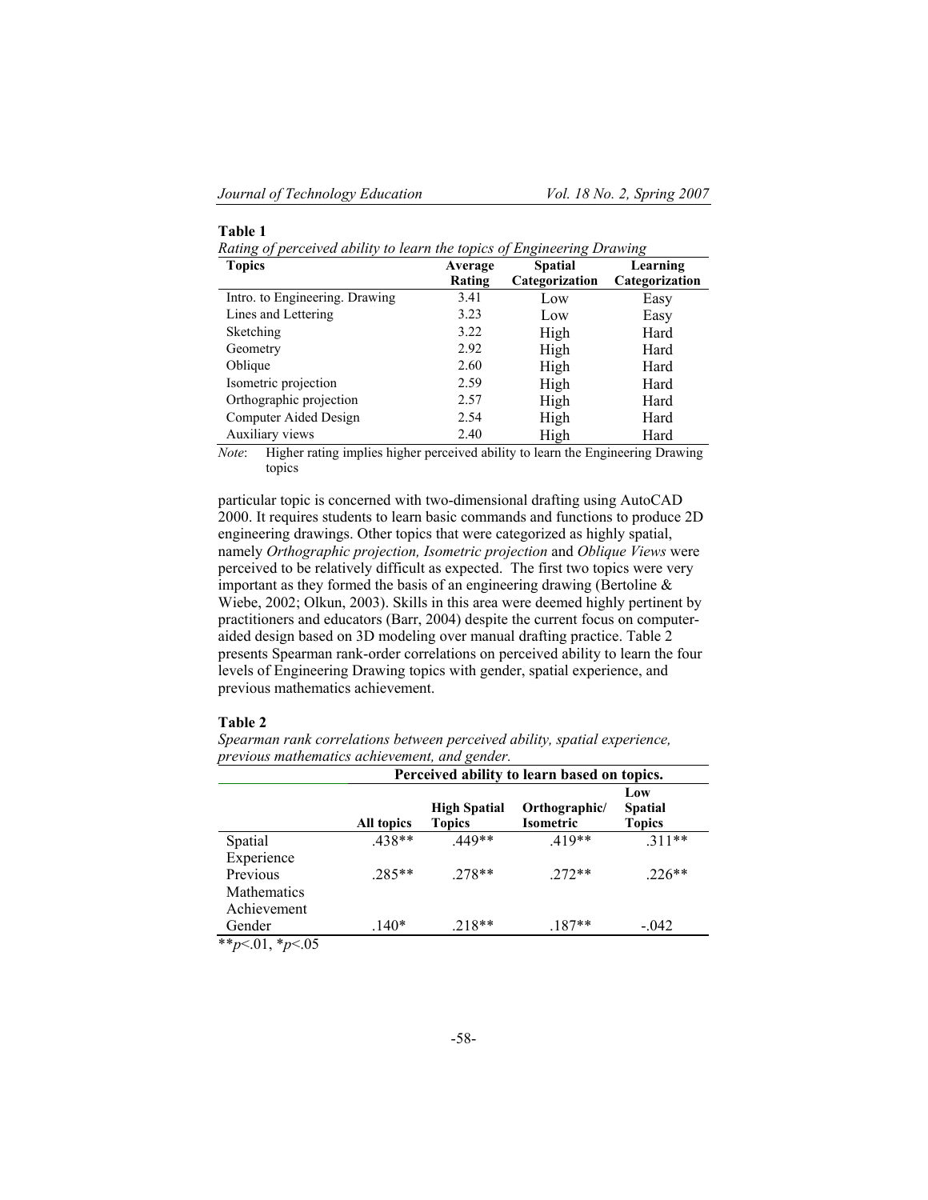**Table 1**

*Rating of perceived ability to learn the topics of Engineering Drawing*

| Topics | Average Rating | Spatial Categorization | Learning Categorization |
|---|---|---|---|
| Intro. to Engineering. Drawing | 3.41 | Low | Easy |
| Lines and Lettering | 3.23 | Low | Easy |
| Sketching | 3.22 | High | Hard |
| Geometry | 2.92 | High | Hard |
| Oblique | 2.60 | High | Hard |
| Isometric projection | 2.59 | High | Hard |
| Orthographic projection | 2.57 | High | Hard |
| Computer Aided Design | 2.54 | High | Hard |
| Auxiliary views | 2.40 | High | Hard |

*Note*: Higher rating implies higher perceived ability to learn the Engineering Drawing topics

particular topic is concerned with two-dimensional drafting using AutoCAD 2000. It requires students to learn basic commands and functions to produce 2D engineering drawings. Other topics that were categorized as highly spatial, namely *Orthographic projection, Isometric projection* and *Oblique Views* were perceived to be relatively difficult as expected. The first two topics were very important as they formed the basis of an engineering drawing (Bertoline & Wiebe, 2002; Olkun, 2003). Skills in this area were deemed highly pertinent by practitioners and educators (Barr, 2004) despite the current focus on computer-aided design based on 3D modeling over manual drafting practice. Table 2 presents Spearman rank-order correlations on perceived ability to learn the four levels of Engineering Drawing topics with gender, spatial experience, and previous mathematics achievement.

**Table 2**

*Spearman rank correlations between perceived ability, spatial experience, previous mathematics achievement, and gender.*

| | Perceived ability to learn based on topics. | | | |
|---|---|---|---|---|
| | All topics | High Spatial Topics | Orthographic/ Isometric | Low Spatial Topics |
| Spatial Experience | .438** | .449** | .419** | .311** |
| Previous Mathematics Achievement | .285** | .278** | .272** | .226** |
| Gender | .140* | .218** | .187** | -.042 |

**$p<.01$, *$p<.05$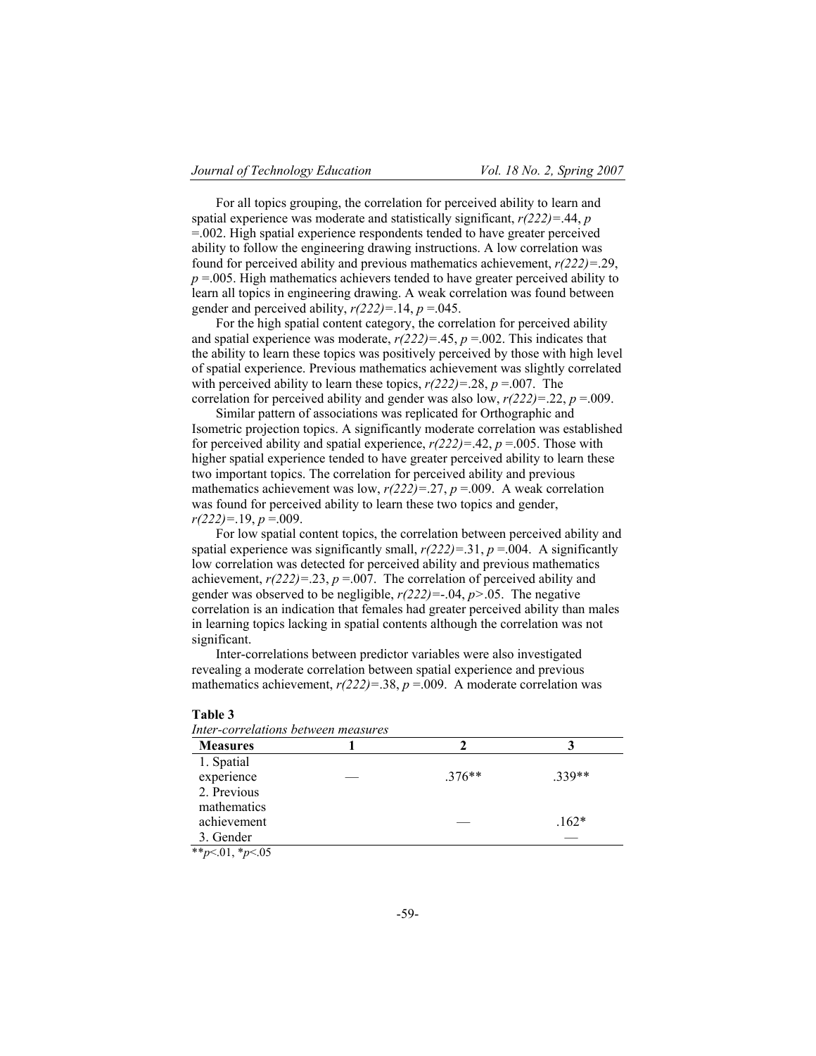For all topics grouping, the correlation for perceived ability to learn and spatial experience was moderate and statistically significant, $r(222)=.44$, $p=.002$. High spatial experience respondents tended to have greater perceived ability to follow the engineering drawing instructions. A low correlation was found for perceived ability and previous mathematics achievement, $r(222)=.29$, $p=.005$. High mathematics achievers tended to have greater perceived ability to learn all topics in engineering drawing. A weak correlation was found between gender and perceived ability, $r(222)=.14$, $p=.045$.

For the high spatial content category, the correlation for perceived ability and spatial experience was moderate, $r(222)=.45$, $p=.002$. This indicates that the ability to learn these topics was positively perceived by those with high level of spatial experience. Previous mathematics achievement was slightly correlated with perceived ability to learn these topics, $r(222)=.28$, $p=.007$. The correlation for perceived ability and gender was also low, $r(222)=.22$, $p=.009$.

Similar pattern of associations was replicated for Orthographic and Isometric projection topics. A significantly moderate correlation was established for perceived ability and spatial experience, $r(222)=.42$, $p=.005$. Those with higher spatial experience tended to have greater perceived ability to learn these two important topics. The correlation for perceived ability and previous mathematics achievement was low, $r(222)=.27$, $p=.009$. A weak correlation was found for perceived ability to learn these two topics and gender, $r(222)=.19$, $p=.009$.

For low spatial content topics, the correlation between perceived ability and spatial experience was significantly small, $r(222)=.31$, $p=.004$. A significantly low correlation was detected for perceived ability and previous mathematics achievement, $r(222)=.23$, $p=.007$. The correlation of perceived ability and gender was observed to be negligible, $r(222)=-.04$, $p>.05$. The negative correlation is an indication that females had greater perceived ability than males in learning topics lacking in spatial contents although the correlation was not significant.

Inter-correlations between predictor variables were also investigated revealing a moderate correlation between spatial experience and previous mathematics achievement, $r(222)=.38$, $p=.009$. A moderate correlation was

**Table 3**

*Inter-correlations between measures*

| Measures | 1 | 2 | 3 |
|---|---|---|---|
| 1. Spatial experience | — | .376** | .339** |
| 2. Previous mathematics achievement | | — | .162* |
| 3. Gender | | | — |

**$p<.01$, *$p<.05$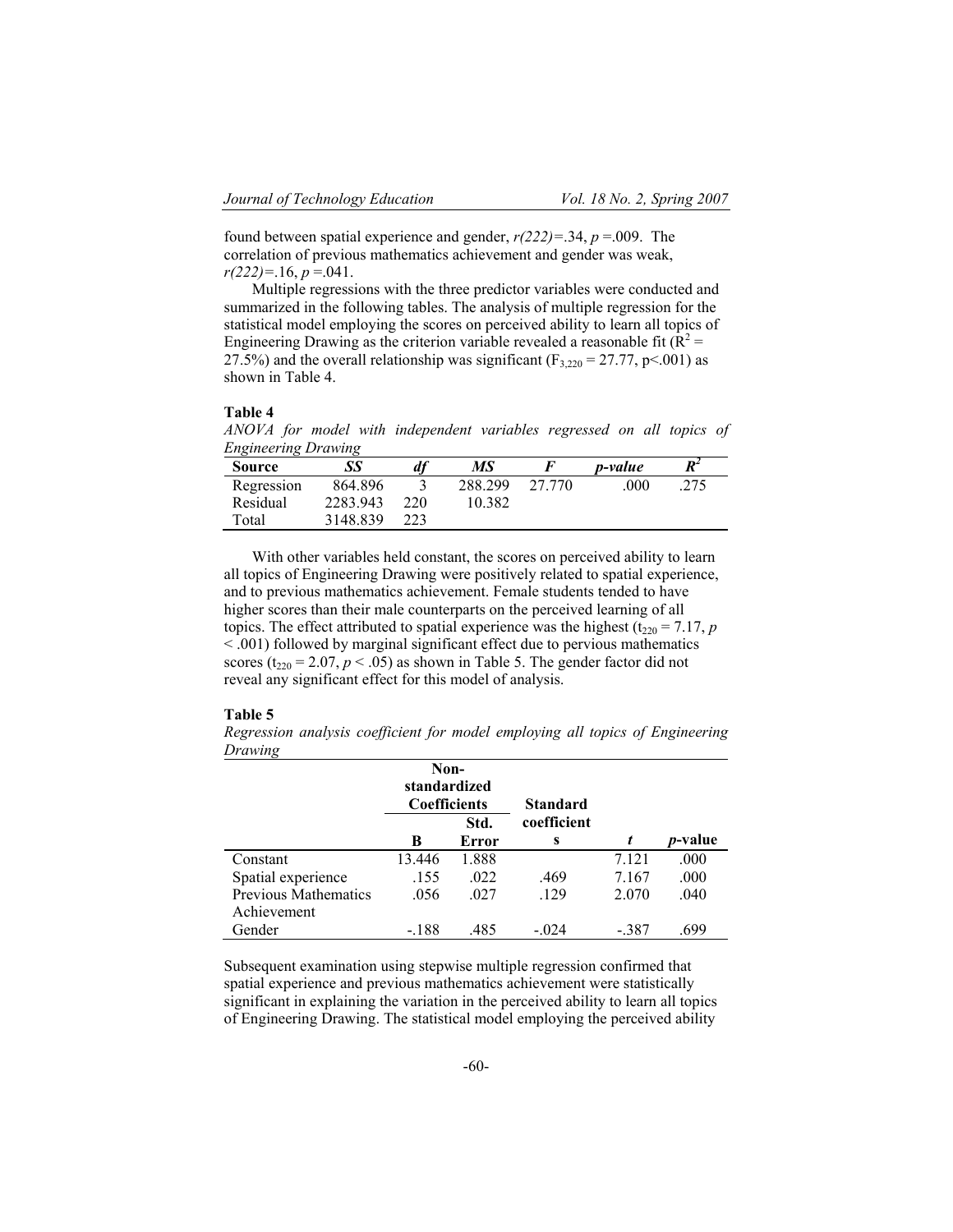found between spatial experience and gender, $r(222)$=.34, $p$ =.009. The correlation of previous mathematics achievement and gender was weak, $r(222)$=.16, $p$ =.041.

Multiple regressions with the three predictor variables were conducted and summarized in the following tables. The analysis of multiple regression for the statistical model employing the scores on perceived ability to learn all topics of Engineering Drawing as the criterion variable revealed a reasonable fit ($R^2$ = 27.5%) and the overall relationship was significant ($F_{3,220}$ = 27.77, $p$<.001) as shown in Table 4.

**Table 4**

*ANOVA for model with independent variables regressed on all topics of Engineering Drawing*

| Source | *SS* | *df* | *MS* | *F* | *p-value* | $R^2$ |
|---|---|---|---|---|---|---|
| Regression | 864.896 | 3 | 288.299 | 27.770 | .000 | .275 |
| Residual | 2283.943 | 220 | 10.382 | | | |
| Total | 3148.839 | 223 | | | | |

With other variables held constant, the scores on perceived ability to learn all topics of Engineering Drawing were positively related to spatial experience, and to previous mathematics achievement. Female students tended to have higher scores than their male counterparts on the perceived learning of all topics. The effect attributed to spatial experience was the highest ($t_{220}$ = 7.17, $p$ < .001) followed by marginal significant effect due to pervious mathematics scores ($t_{220}$ = 2.07, $p$ < .05) as shown in Table 5. The gender factor did not reveal any significant effect for this model of analysis.

**Table 5**

*Regression analysis coefficient for model employing all topics of Engineering Drawing*

| | Non-standardized Coefficients | | Standard coefficients | | |
|---|---|---|---|---|---|
| | B | Std. Error | | *t* | *p*-value |
| Constant | 13.446 | 1.888 | | 7.121 | .000 |
| Spatial experience | .155 | .022 | .469 | 7.167 | .000 |
| Previous Mathematics Achievement | .056 | .027 | .129 | 2.070 | .040 |
| Gender | -.188 | .485 | -.024 | -.387 | .699 |

Subsequent examination using stepwise multiple regression confirmed that spatial experience and previous mathematics achievement were statistically significant in explaining the variation in the perceived ability to learn all topics of Engineering Drawing. The statistical model employing the perceived ability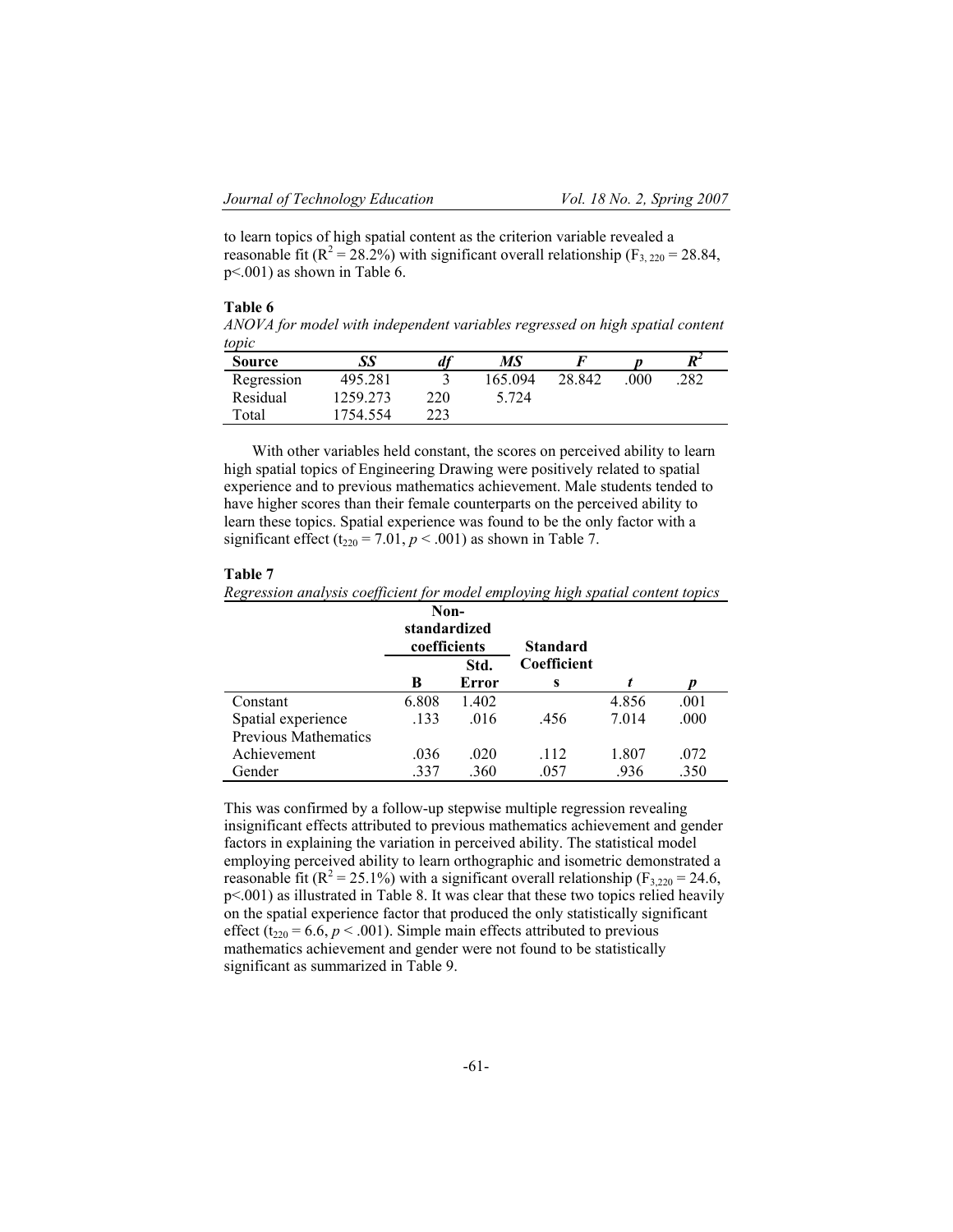to learn topics of high spatial content as the criterion variable revealed a reasonable fit ($R^2 = 28.2\%$) with significant overall relationship ($F_{3, 220} = 28.84$, $p<.001$) as shown in Table 6.

**Table 6**

*ANOVA for model with independent variables regressed on high spatial content topic*

| Source | *SS* | *df* | *MS* | *F* | *p* | $R^2$ |
|---|---|---|---|---|---|---|
| Regression | 495.281 | 3 | 165.094 | 28.842 | .000 | .282 |
| Residual | 1259.273 | 220 | 5.724 | | | |
| Total | 1754.554 | 223 | | | | |

With other variables held constant, the scores on perceived ability to learn high spatial topics of Engineering Drawing were positively related to spatial experience and to previous mathematics achievement. Male students tended to have higher scores than their female counterparts on the perceived ability to learn these topics. Spatial experience was found to be the only factor with a significant effect ($t_{220} = 7.01$, $p < .001$) as shown in Table 7.

**Table 7**

*Regression analysis coefficient for model employing high spatial content topics*

| | Non-standardized coefficients | | Standard Coefficients | | |
|---|---|---|---|---|---|
| | B | Std. Error | | *t* | *p* |
| Constant | 6.808 | 1.402 | | 4.856 | .001 |
| Spatial experience | .133 | .016 | .456 | 7.014 | .000 |
| Previous Mathematics Achievement | .036 | .020 | .112 | 1.807 | .072 |
| Gender | .337 | .360 | .057 | .936 | .350 |

This was confirmed by a follow-up stepwise multiple regression revealing insignificant effects attributed to previous mathematics achievement and gender factors in explaining the variation in perceived ability. The statistical model employing perceived ability to learn orthographic and isometric demonstrated a reasonable fit ($R^2 = 25.1\%$) with a significant overall relationship ($F_{3,220} = 24.6$, $p<.001$) as illustrated in Table 8. It was clear that these two topics relied heavily on the spatial experience factor that produced the only statistically significant effect ($t_{220} = 6.6$, $p < .001$). Simple main effects attributed to previous mathematics achievement and gender were not found to be statistically significant as summarized in Table 9.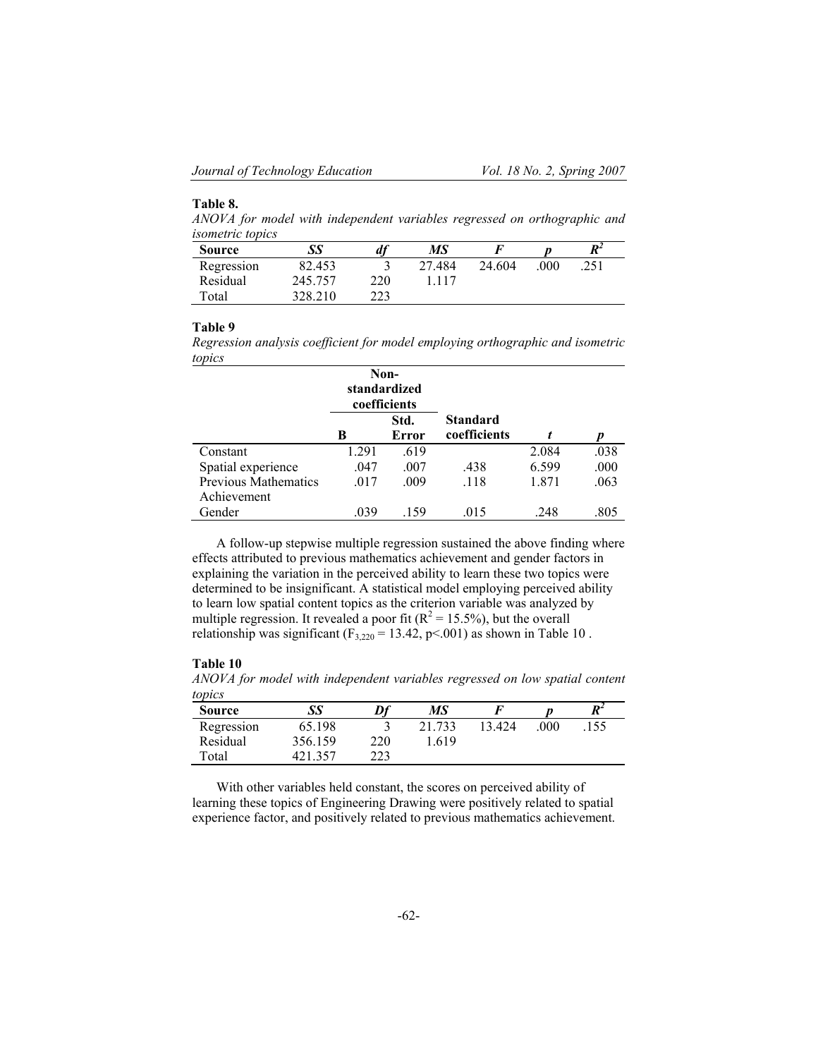**Table 8.**

*ANOVA for model with independent variables regressed on orthographic and isometric topics*

| Source | *SS* | *df* | *MS* | *F* | *p* | $R^2$ |
|---|---|---|---|---|---|---|
| Regression | 82.453 | 3 | 27.484 | 24.604 | .000 | .251 |
| Residual | 245.757 | 220 | 1.117 | | | |
| Total | 328.210 | 223 | | | | |

**Table 9**

*Regression analysis coefficient for model employing orthographic and isometric topics*

| | Non-standardized coefficients | | | | |
|---|---|---|---|---|---|
| | B | Std. Error | Standard coefficients | *t* | *p* |
| Constant | 1.291 | .619 | | 2.084 | .038 |
| Spatial experience | .047 | .007 | .438 | 6.599 | .000 |
| Previous Mathematics Achievement | .017 | .009 | .118 | 1.871 | .063 |
| Gender | .039 | .159 | .015 | .248 | .805 |

A follow-up stepwise multiple regression sustained the above finding where effects attributed to previous mathematics achievement and gender factors in explaining the variation in the perceived ability to learn these two topics were determined to be insignificant. A statistical model employing perceived ability to learn low spatial content topics as the criterion variable was analyzed by multiple regression. It revealed a poor fit ($R^2$ = 15.5%), but the overall relationship was significant ($F_{3,220} = 13.42$, $p<.001$) as shown in Table 10 .

**Table 10**

*ANOVA for model with independent variables regressed on low spatial content topics*

| Source | *SS* | *Df* | *MS* | *F* | *p* | $R^2$ |
|---|---|---|---|---|---|---|
| Regression | 65.198 | 3 | 21.733 | 13.424 | .000 | .155 |
| Residual | 356.159 | 220 | 1.619 | | | |
| Total | 421.357 | 223 | | | | |

With other variables held constant, the scores on perceived ability of learning these topics of Engineering Drawing were positively related to spatial experience factor, and positively related to previous mathematics achievement.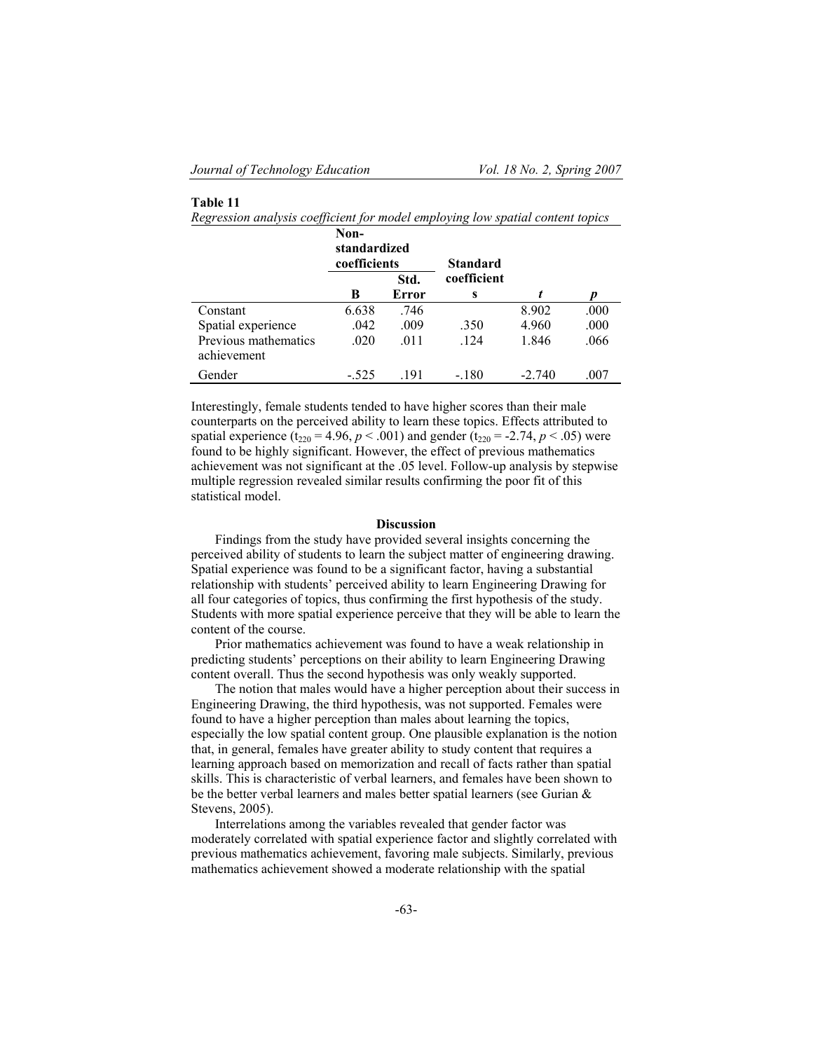**Table 11**

*Regression analysis coefficient for model employing low spatial content topics*

| | Non-standardized coefficients | | Standard coefficients | | |
|---|---|---|---|---|---|
| | B | Std. Error | | *t* | *p* |
| Constant | 6.638 | .746 | | 8.902 | .000 |
| Spatial experience | .042 | .009 | .350 | 4.960 | .000 |
| Previous mathematics achievement | .020 | .011 | .124 | 1.846 | .066 |
| Gender | -.525 | .191 | -.180 | -2.740 | .007 |

Interestingly, female students tended to have higher scores than their male counterparts on the perceived ability to learn these topics. Effects attributed to spatial experience ($t_{220} = 4.96, p < .001$) and gender ($t_{220} = -2.74, p < .05$) were found to be highly significant. However, the effect of previous mathematics achievement was not significant at the .05 level. Follow-up analysis by stepwise multiple regression revealed similar results confirming the poor fit of this statistical model.

## Discussion

Findings from the study have provided several insights concerning the perceived ability of students to learn the subject matter of engineering drawing. Spatial experience was found to be a significant factor, having a substantial relationship with students' perceived ability to learn Engineering Drawing for all four categories of topics, thus confirming the first hypothesis of the study. Students with more spatial experience perceive that they will be able to learn the content of the course.

Prior mathematics achievement was found to have a weak relationship in predicting students' perceptions on their ability to learn Engineering Drawing content overall. Thus the second hypothesis was only weakly supported.

The notion that males would have a higher perception about their success in Engineering Drawing, the third hypothesis, was not supported. Females were found to have a higher perception than males about learning the topics, especially the low spatial content group. One plausible explanation is the notion that, in general, females have greater ability to study content that requires a learning approach based on memorization and recall of facts rather than spatial skills. This is characteristic of verbal learners, and females have been shown to be the better verbal learners and males better spatial learners (see Gurian & Stevens, 2005).

Interrelations among the variables revealed that gender factor was moderately correlated with spatial experience factor and slightly correlated with previous mathematics achievement, favoring male subjects. Similarly, previous mathematics achievement showed a moderate relationship with the spatial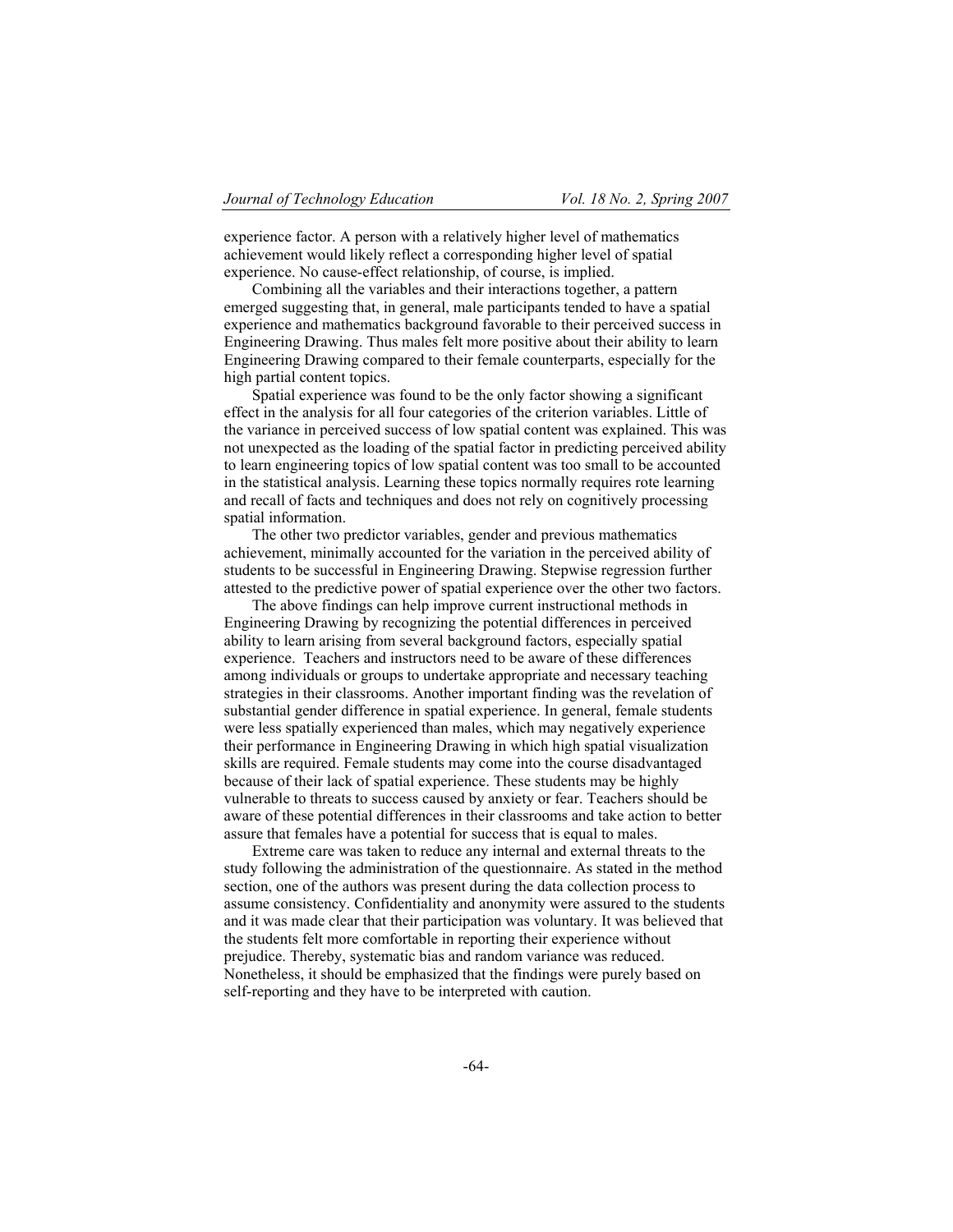experience factor. A person with a relatively higher level of mathematics achievement would likely reflect a corresponding higher level of spatial experience. No cause-effect relationship, of course, is implied.

Combining all the variables and their interactions together, a pattern emerged suggesting that, in general, male participants tended to have a spatial experience and mathematics background favorable to their perceived success in Engineering Drawing. Thus males felt more positive about their ability to learn Engineering Drawing compared to their female counterparts, especially for the high partial content topics.

Spatial experience was found to be the only factor showing a significant effect in the analysis for all four categories of the criterion variables. Little of the variance in perceived success of low spatial content was explained. This was not unexpected as the loading of the spatial factor in predicting perceived ability to learn engineering topics of low spatial content was too small to be accounted in the statistical analysis. Learning these topics normally requires rote learning and recall of facts and techniques and does not rely on cognitively processing spatial information.

The other two predictor variables, gender and previous mathematics achievement, minimally accounted for the variation in the perceived ability of students to be successful in Engineering Drawing. Stepwise regression further attested to the predictive power of spatial experience over the other two factors.

The above findings can help improve current instructional methods in Engineering Drawing by recognizing the potential differences in perceived ability to learn arising from several background factors, especially spatial experience. Teachers and instructors need to be aware of these differences among individuals or groups to undertake appropriate and necessary teaching strategies in their classrooms. Another important finding was the revelation of substantial gender difference in spatial experience. In general, female students were less spatially experienced than males, which may negatively experience their performance in Engineering Drawing in which high spatial visualization skills are required. Female students may come into the course disadvantaged because of their lack of spatial experience. These students may be highly vulnerable to threats to success caused by anxiety or fear. Teachers should be aware of these potential differences in their classrooms and take action to better assure that females have a potential for success that is equal to males.

Extreme care was taken to reduce any internal and external threats to the study following the administration of the questionnaire. As stated in the method section, one of the authors was present during the data collection process to assume consistency. Confidentiality and anonymity were assured to the students and it was made clear that their participation was voluntary. It was believed that the students felt more comfortable in reporting their experience without prejudice. Thereby, systematic bias and random variance was reduced. Nonetheless, it should be emphasized that the findings were purely based on self-reporting and they have to be interpreted with caution.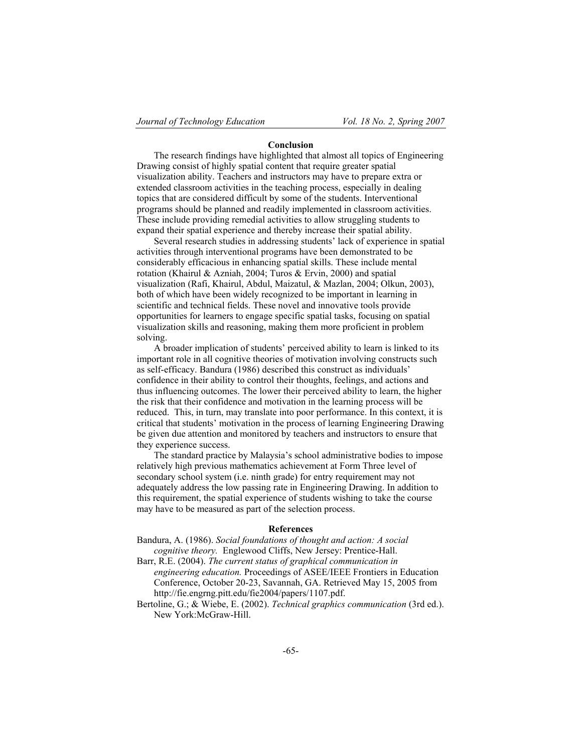## Conclusion

The research findings have highlighted that almost all topics of Engineering Drawing consist of highly spatial content that require greater spatial visualization ability. Teachers and instructors may have to prepare extra or extended classroom activities in the teaching process, especially in dealing topics that are considered difficult by some of the students. Interventional programs should be planned and readily implemented in classroom activities. These include providing remedial activities to allow struggling students to expand their spatial experience and thereby increase their spatial ability.

Several research studies in addressing students' lack of experience in spatial activities through interventional programs have been demonstrated to be considerably efficacious in enhancing spatial skills. These include mental rotation (Khairul & Azniah, 2004; Turos & Ervin, 2000) and spatial visualization (Rafi, Khairul, Abdul, Maizatul, & Mazlan, 2004; Olkun, 2003), both of which have been widely recognized to be important in learning in scientific and technical fields. These novel and innovative tools provide opportunities for learners to engage specific spatial tasks, focusing on spatial visualization skills and reasoning, making them more proficient in problem solving.

A broader implication of students' perceived ability to learn is linked to its important role in all cognitive theories of motivation involving constructs such as self-efficacy. Bandura (1986) described this construct as individuals' confidence in their ability to control their thoughts, feelings, and actions and thus influencing outcomes. The lower their perceived ability to learn, the higher the risk that their confidence and motivation in the learning process will be reduced. This, in turn, may translate into poor performance. In this context, it is critical that students' motivation in the process of learning Engineering Drawing be given due attention and monitored by teachers and instructors to ensure that they experience success.

The standard practice by Malaysia's school administrative bodies to impose relatively high previous mathematics achievement at Form Three level of secondary school system (i.e. ninth grade) for entry requirement may not adequately address the low passing rate in Engineering Drawing. In addition to this requirement, the spatial experience of students wishing to take the course may have to be measured as part of the selection process.

## References

Bandura, A. (1986). *Social foundations of thought and action: A social cognitive theory.* Englewood Cliffs, New Jersey: Prentice-Hall.

Barr, R.E. (2004). *The current status of graphical communication in engineering education.* Proceedings of ASEE/IEEE Frontiers in Education Conference, October 20-23, Savannah, GA. Retrieved May 15, 2005 from http://fie.engrng.pitt.edu/fie2004/papers/1107.pdf.

Bertoline, G.; & Wiebe, E. (2002). *Technical graphics communication* (3rd ed.). New York:McGraw-Hill.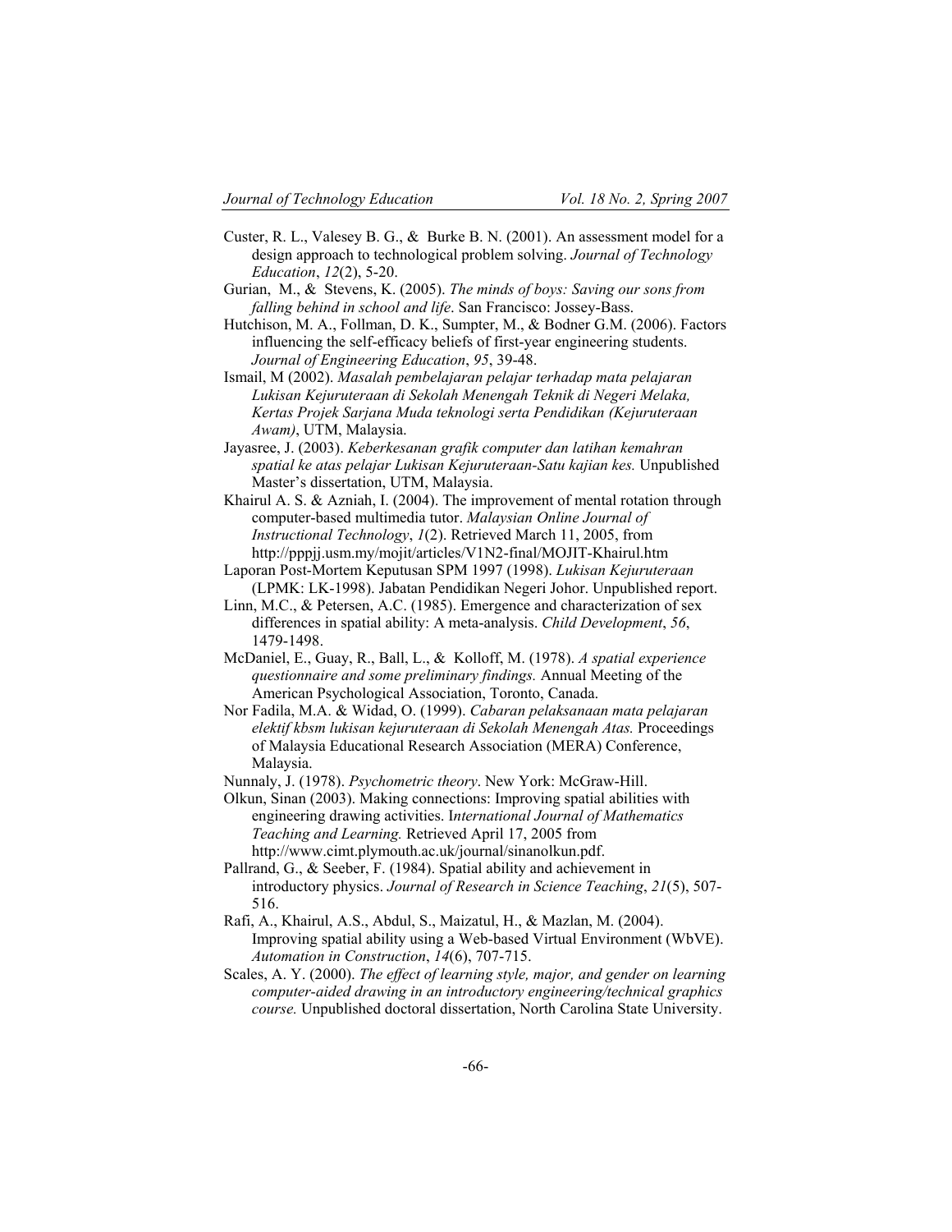Custer, R. L., Valesey B. G., & Burke B. N. (2001). An assessment model for a design approach to technological problem solving. *Journal of Technology Education*, *12*(2), 5-20.

Gurian, M., & Stevens, K. (2005). *The minds of boys: Saving our sons from falling behind in school and life*. San Francisco: Jossey-Bass.

Hutchison, M. A., Follman, D. K., Sumpter, M., & Bodner G.M. (2006). Factors influencing the self-efficacy beliefs of first-year engineering students. *Journal of Engineering Education*, *95*, 39-48.

Ismail, M (2002). *Masalah pembelajaran pelajar terhadap mata pelajaran Lukisan Kejuruteraan di Sekolah Menengah Teknik di Negeri Melaka, Kertas Projek Sarjana Muda teknologi serta Pendidikan (Kejuruteraan Awam)*, UTM, Malaysia.

Jayasree, J. (2003). *Keberkesanan grafik computer dan latihan kemahran spatial ke atas pelajar Lukisan Kejuruteraan-Satu kajian kes.* Unpublished Master's dissertation, UTM, Malaysia.

Khairul A. S. & Azniah, I. (2004). The improvement of mental rotation through computer-based multimedia tutor. *Malaysian Online Journal of Instructional Technology*, *1*(2). Retrieved March 11, 2005, from http://pppjj.usm.my/mojit/articles/V1N2-final/MOJIT-Khairul.htm

Laporan Post-Mortem Keputusan SPM 1997 (1998). *Lukisan Kejuruteraan* (LPMK: LK-1998). Jabatan Pendidikan Negeri Johor. Unpublished report.

Linn, M.C., & Petersen, A.C. (1985). Emergence and characterization of sex differences in spatial ability: A meta-analysis. *Child Development*, *56*, 1479-1498.

McDaniel, E., Guay, R., Ball, L., & Kolloff, M. (1978). *A spatial experience questionnaire and some preliminary findings.* Annual Meeting of the American Psychological Association, Toronto, Canada.

Nor Fadila, M.A. & Widad, O. (1999). *Cabaran pelaksanaan mata pelajaran elektif kbsm lukisan kejuruteraan di Sekolah Menengah Atas.* Proceedings of Malaysia Educational Research Association (MERA) Conference, Malaysia.

Nunnaly, J. (1978). *Psychometric theory*. New York: McGraw-Hill.

Olkun, Sinan (2003). Making connections: Improving spatial abilities with engineering drawing activities. I*nternational Journal of Mathematics Teaching and Learning.* Retrieved April 17, 2005 from http://www.cimt.plymouth.ac.uk/journal/sinanolkun.pdf.

Pallrand, G., & Seeber, F. (1984). Spatial ability and achievement in introductory physics. *Journal of Research in Science Teaching*, *21*(5), 507-516.

Rafi, A., Khairul, A.S., Abdul, S., Maizatul, H., & Mazlan, M. (2004). Improving spatial ability using a Web-based Virtual Environment (WbVE). *Automation in Construction*, *14*(6), 707-715.

Scales, A. Y. (2000). *The effect of learning style, major, and gender on learning computer-aided drawing in an introductory engineering/technical graphics course.* Unpublished doctoral dissertation, North Carolina State University.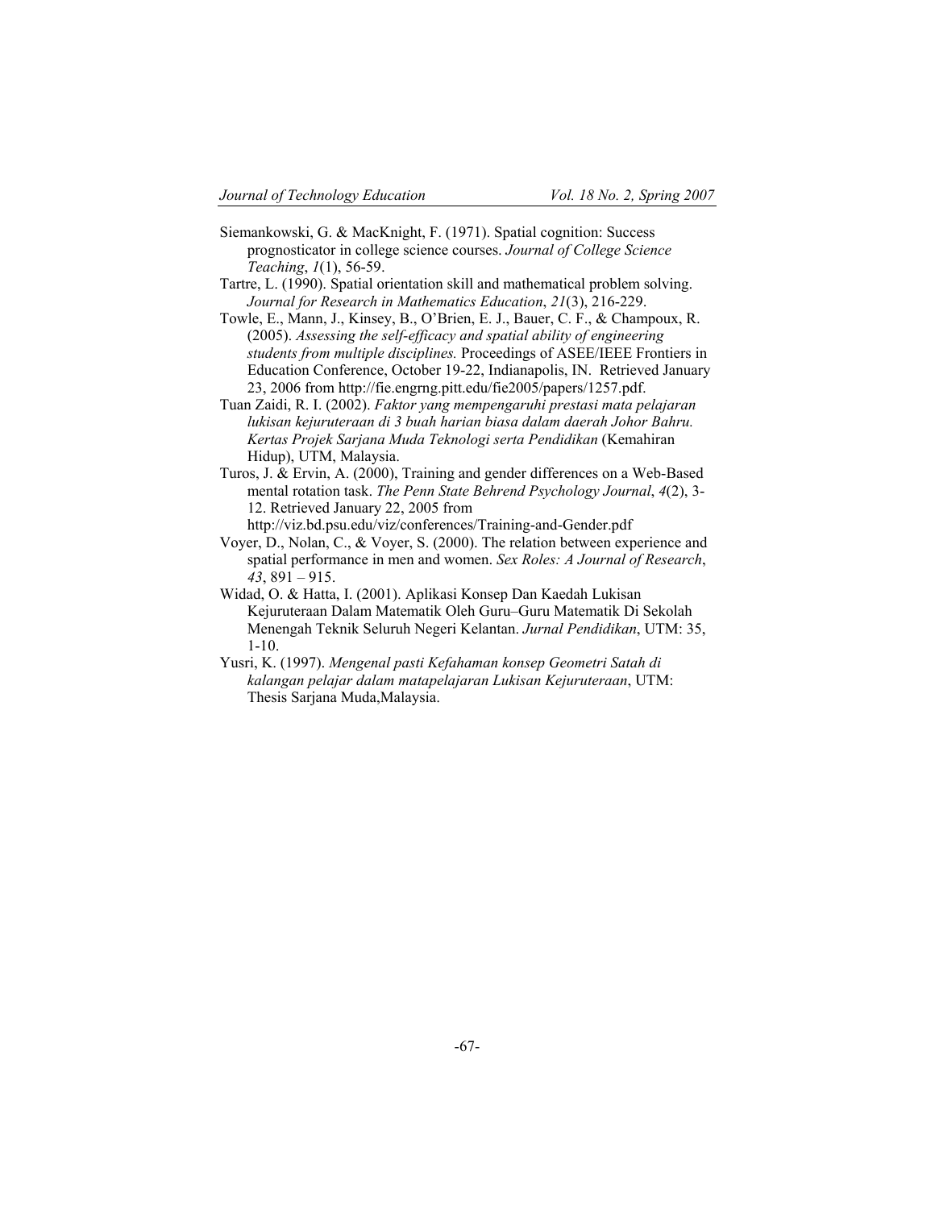Siemankowski, G. & MacKnight, F. (1971). Spatial cognition: Success prognosticator in college science courses. *Journal of College Science Teaching*, *1*(1), 56-59.

Tartre, L. (1990). Spatial orientation skill and mathematical problem solving. *Journal for Research in Mathematics Education*, *21*(3), 216-229.

Towle, E., Mann, J., Kinsey, B., O'Brien, E. J., Bauer, C. F., & Champoux, R. (2005). *Assessing the self-efficacy and spatial ability of engineering students from multiple disciplines.* Proceedings of ASEE/IEEE Frontiers in Education Conference, October 19-22, Indianapolis, IN. Retrieved January 23, 2006 from http://fie.engrng.pitt.edu/fie2005/papers/1257.pdf.

Tuan Zaidi, R. I. (2002). *Faktor yang mempengaruhi prestasi mata pelajaran lukisan kejuruteraan di 3 buah harian biasa dalam daerah Johor Bahru. Kertas Projek Sarjana Muda Teknologi serta Pendidikan* (Kemahiran Hidup), UTM, Malaysia.

Turos, J. & Ervin, A. (2000), Training and gender differences on a Web-Based mental rotation task. *The Penn State Behrend Psychology Journal*, *4*(2), 3-12. Retrieved January 22, 2005 from http://viz.bd.psu.edu/viz/conferences/Training-and-Gender.pdf

Voyer, D., Nolan, C., & Voyer, S. (2000). The relation between experience and spatial performance in men and women. *Sex Roles: A Journal of Research*, *43*, 891 – 915.

Widad, O. & Hatta, I. (2001). Aplikasi Konsep Dan Kaedah Lukisan Kejuruteraan Dalam Matematik Oleh Guru–Guru Matematik Di Sekolah Menengah Teknik Seluruh Negeri Kelantan. *Jurnal Pendidikan*, UTM: 35, 1-10.

Yusri, K. (1997). *Mengenal pasti Kefahaman konsep Geometri Satah di kalangan pelajar dalam matapelajaran Lukisan Kejuruteraan*, UTM: Thesis Sarjana Muda,Malaysia.